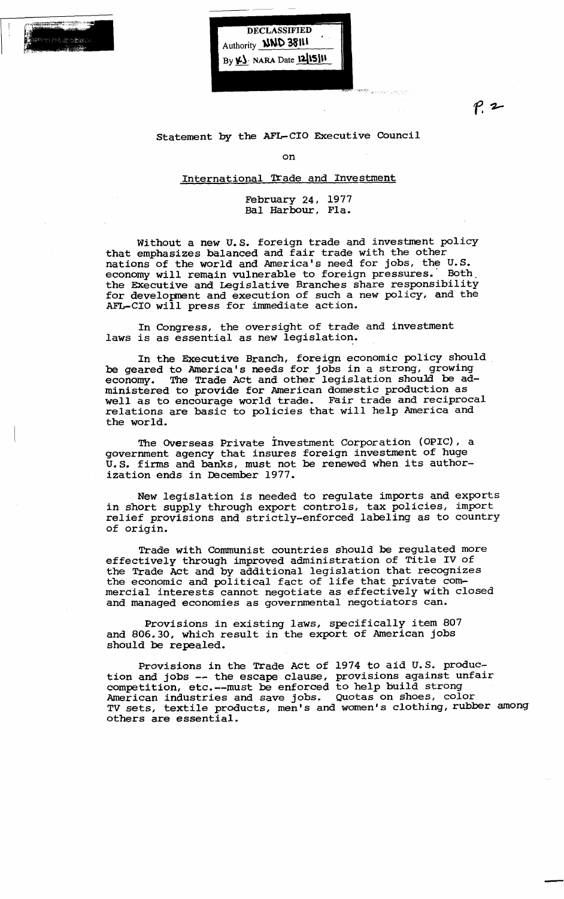DECLASSIFIED
Authority NND 38111
By KJ NARA Date 12/15/11

P. 2

Statement by the AFL-CIO Executive Council

on

International Trade and Investment

February 24, 1977
Bal Harbour, Fla.

Without a new U.S. foreign trade and investment policy that emphasizes balanced and fair trade with the other nations of the world and America's need for jobs, the U.S. economy will remain vulnerable to foreign pressures. Both the Executive and Legislative Branches share responsibility for development and execution of such a new policy, and the AFL-CIO will press for immediate action.

In Congress, the oversight of trade and investment laws is as essential as new legislation.

In the Executive Branch, foreign economic policy should be geared to America's needs for jobs in a strong, growing economy. The Trade Act and other legislation should be administered to provide for American domestic production as well as to encourage world trade. Fair trade and reciprocal relations are basic to policies that will help America and the world.

The Overseas Private Investment Corporation (OPIC), a government agency that insures foreign investment of huge U.S. firms and banks, must not be renewed when its authorization ends in December 1977.

New legislation is needed to regulate imports and exports in short supply through export controls, tax policies, import relief provisions and strictly-enforced labeling as to country of origin.

Trade with Communist countries should be regulated more effectively through improved administration of Title IV of the Trade Act and by additional legislation that recognizes the economic and political fact of life that private commercial interests cannot negotiate as effectively with closed and managed economies as governmental negotiators can.

Provisions in existing laws, specifically item 807 and 806.30, which result in the export of American jobs should be repealed.

Provisions in the Trade Act of 1974 to aid U.S. production and jobs -- the escape clause, provisions against unfair competition, etc.--must be enforced to help build strong American industries and save jobs. Quotas on shoes, color TV sets, textile products, men's and women's clothing, rubber among others are essential.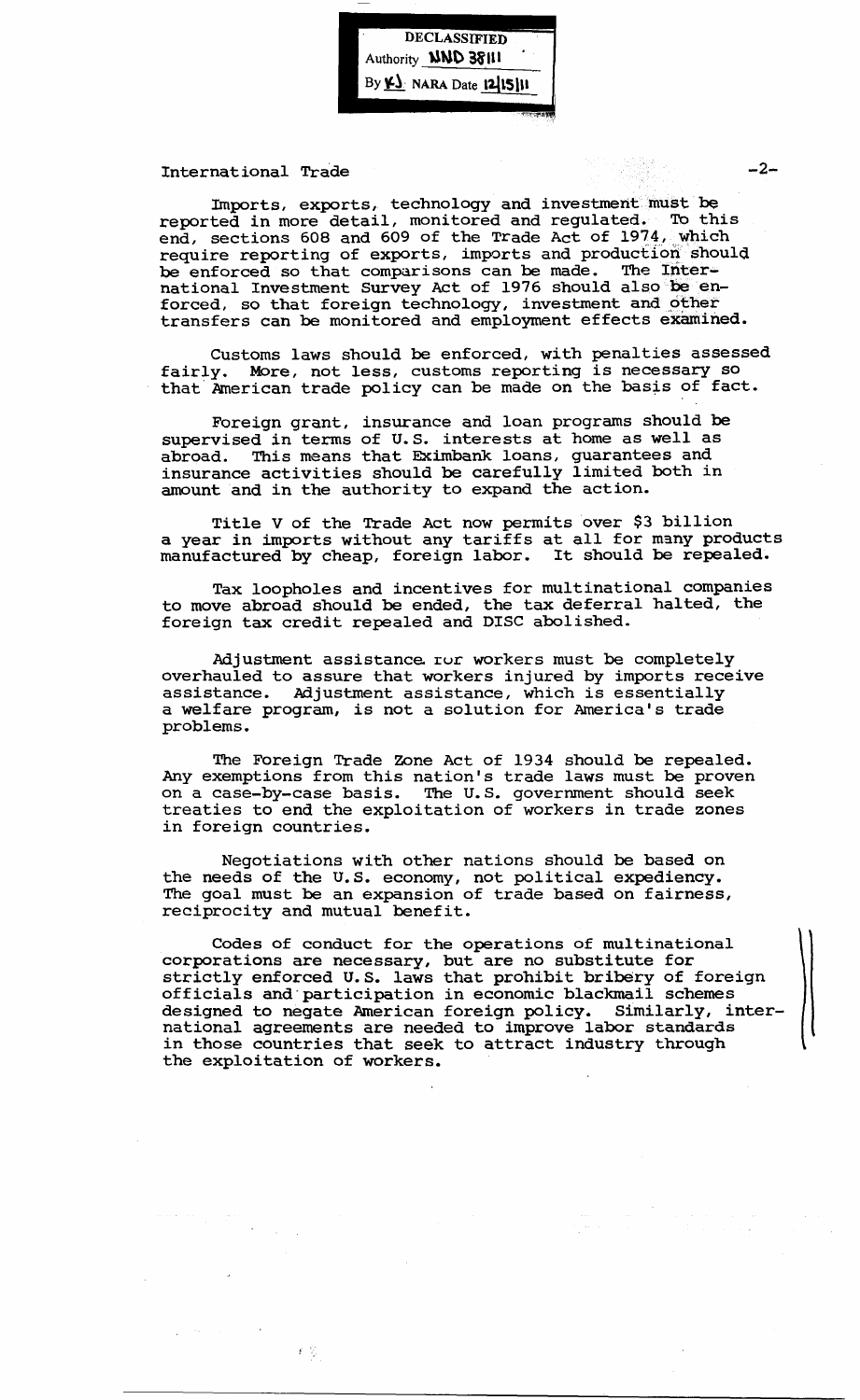International Trade

Imports, exports, technology and investment must be reported in more detail, monitored and regulated. To this end, sections 608 and 609 of the Trade Act of 1974, which require reporting of exports, imports and production should be enforced so that comparisons can be made. The International Investment Survey Act of 1976 should also be enforced, so that foreign technology, investment and other transfers can be monitored and employment effects examined.

Customs laws should be enforced, with penalties assessed fairly. More, not less, customs reporting is necessary so that American trade policy can be made on the basis of fact.

Foreign grant, insurance and loan programs should be supervised in terms of U.S. interests at home as well as abroad. This means that Eximbank loans, guarantees and insurance activities should be carefully limited both in amount and in the authority to expand the action.

Title V of the Trade Act now permits over $3 billion a year in imports without any tariffs at all for many products manufactured by cheap, foreign labor. It should be repealed.

Tax loopholes and incentives for multinational companies to move abroad should be ended, the tax deferral halted, the foreign tax credit repealed and DISC abolished.

Adjustment assistance for workers must be completely overhauled to assure that workers injured by imports receive assistance. Adjustment assistance, which is essentially a welfare program, is not a solution for America's trade problems.

The Foreign Trade Zone Act of 1934 should be repealed. Any exemptions from this nation's trade laws must be proven on a case-by-case basis. The U.S. government should seek treaties to end the exploitation of workers in trade zones in foreign countries.

Negotiations with other nations should be based on the needs of the U.S. economy, not political expediency. The goal must be an expansion of trade based on fairness, reciprocity and mutual benefit.

Codes of conduct for the operations of multinational corporations are necessary, but are no substitute for strictly enforced U.S. laws that prohibit bribery of foreign officials and participation in economic blackmail schemes designed to negate American foreign policy. Similarly, international agreements are needed to improve labor standards in those countries that seek to attract industry through the exploitation of workers.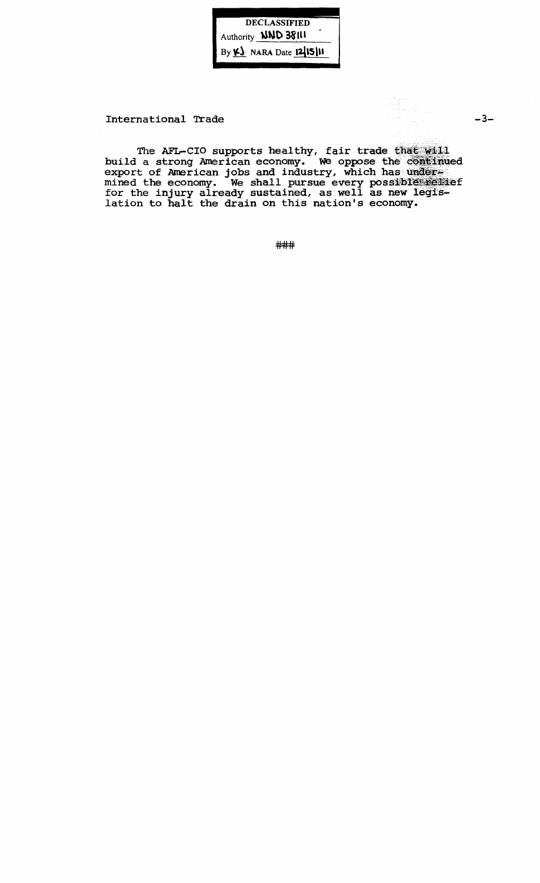DECLASSIFIED
Authority NND 38111
By KJ NARA Date 12/15/11

International Trade

The AFL-CIO supports healthy, fair trade that will build a strong American economy. We oppose the continued export of American jobs and industry, which has undermined the economy. We shall pursue every possible relief for the injury already sustained, as well as new legislation to halt the drain on this nation's economy.

###